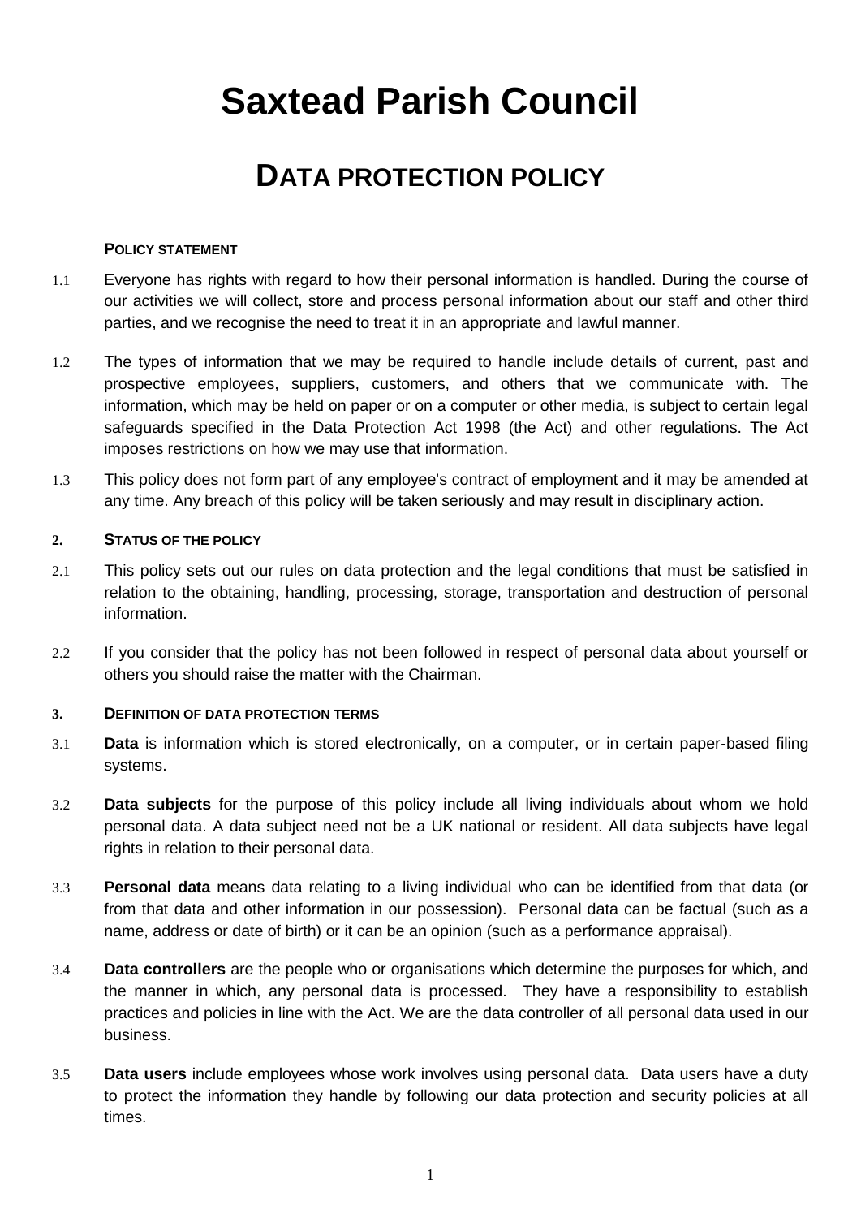# Saxtead Parish Council

## DATA PROTECTION POLICY

**POLICY STATEMENT**

1.1 Everyone has rights with regard to how their personal information is handled. During the course of our activities we will collect, store and process personal information about our staff and other third parties, and we recognise the need to treat it in an appropriate and lawful manner.

1.2 The types of information that we may be required to handle include details of current, past and prospective employees, suppliers, customers, and others that we communicate with. The information, which may be held on paper or on a computer or other media, is subject to certain legal safeguards specified in the Data Protection Act 1998 (the Act) and other regulations. The Act imposes restrictions on how we may use that information.

1.3 This policy does not form part of any employee's contract of employment and it may be amended at any time. Any breach of this policy will be taken seriously and may result in disciplinary action.

**2. STATUS OF THE POLICY**

2.1 This policy sets out our rules on data protection and the legal conditions that must be satisfied in relation to the obtaining, handling, processing, storage, transportation and destruction of personal information.

2.2 If you consider that the policy has not been followed in respect of personal data about yourself or others you should raise the matter with the Chairman.

**3. DEFINITION OF DATA PROTECTION TERMS**

3.1 **Data** is information which is stored electronically, on a computer, or in certain paper-based filing systems.

3.2 **Data subjects** for the purpose of this policy include all living individuals about whom we hold personal data. A data subject need not be a UK national or resident. All data subjects have legal rights in relation to their personal data.

3.3 **Personal data** means data relating to a living individual who can be identified from that data (or from that data and other information in our possession). Personal data can be factual (such as a name, address or date of birth) or it can be an opinion (such as a performance appraisal).

3.4 **Data controllers** are the people who or organisations which determine the purposes for which, and the manner in which, any personal data is processed. They have a responsibility to establish practices and policies in line with the Act. We are the data controller of all personal data used in our business.

3.5 **Data users** include employees whose work involves using personal data. Data users have a duty to protect the information they handle by following our data protection and security policies at all times.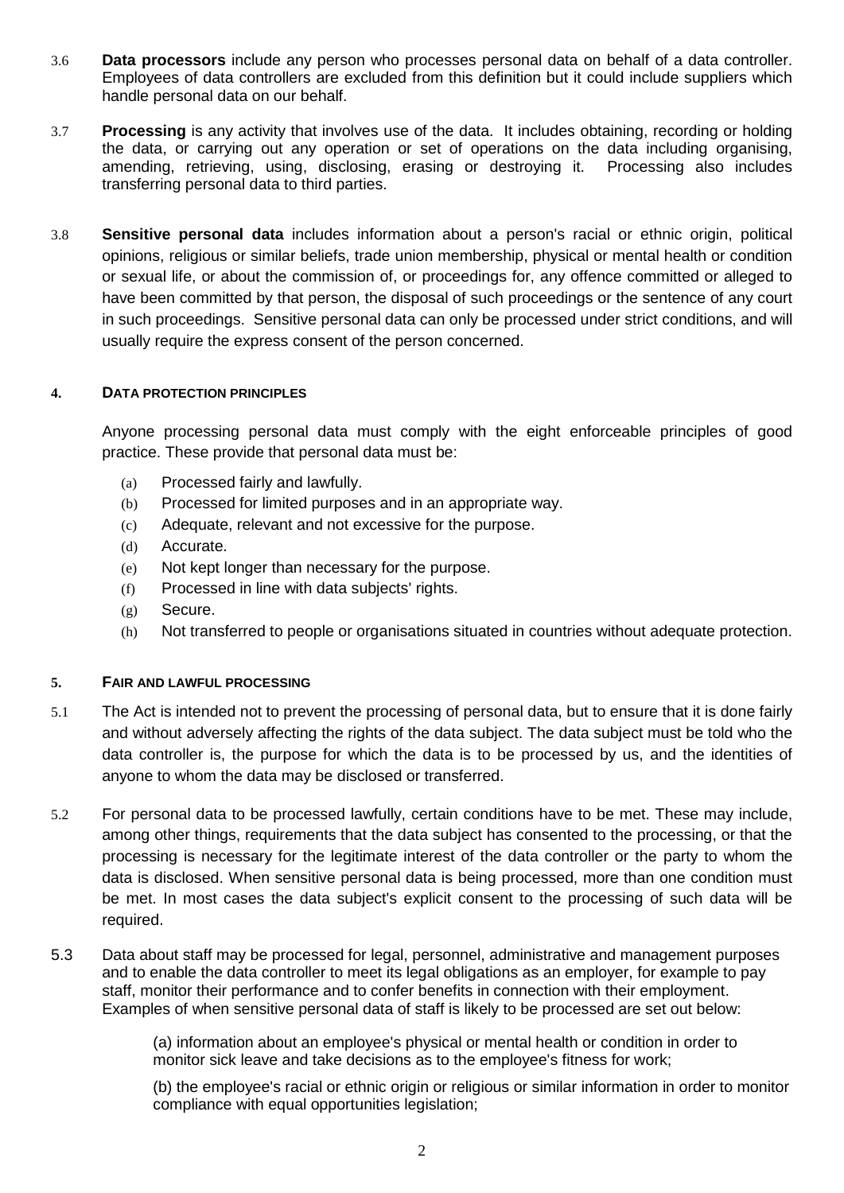3.6 **Data processors** include any person who processes personal data on behalf of a data controller. Employees of data controllers are excluded from this definition but it could include suppliers which handle personal data on our behalf.

3.7 **Processing** is any activity that involves use of the data. It includes obtaining, recording or holding the data, or carrying out any operation or set of operations on the data including organising, amending, retrieving, using, disclosing, erasing or destroying it. Processing also includes transferring personal data to third parties.

3.8 **Sensitive personal data** includes information about a person's racial or ethnic origin, political opinions, religious or similar beliefs, trade union membership, physical or mental health or condition or sexual life, or about the commission of, or proceedings for, any offence committed or alleged to have been committed by that person, the disposal of such proceedings or the sentence of any court in such proceedings. Sensitive personal data can only be processed under strict conditions, and will usually require the express consent of the person concerned.

## 4. DATA PROTECTION PRINCIPLES

Anyone processing personal data must comply with the eight enforceable principles of good practice. These provide that personal data must be:

(a) Processed fairly and lawfully.
(b) Processed for limited purposes and in an appropriate way.
(c) Adequate, relevant and not excessive for the purpose.
(d) Accurate.
(e) Not kept longer than necessary for the purpose.
(f) Processed in line with data subjects' rights.
(g) Secure.
(h) Not transferred to people or organisations situated in countries without adequate protection.

## 5. FAIR AND LAWFUL PROCESSING

5.1 The Act is intended not to prevent the processing of personal data, but to ensure that it is done fairly and without adversely affecting the rights of the data subject. The data subject must be told who the data controller is, the purpose for which the data is to be processed by us, and the identities of anyone to whom the data may be disclosed or transferred.

5.2 For personal data to be processed lawfully, certain conditions have to be met. These may include, among other things, requirements that the data subject has consented to the processing, or that the processing is necessary for the legitimate interest of the data controller or the party to whom the data is disclosed. When sensitive personal data is being processed, more than one condition must be met. In most cases the data subject's explicit consent to the processing of such data will be required.

5.3 Data about staff may be processed for legal, personnel, administrative and management purposes and to enable the data controller to meet its legal obligations as an employer, for example to pay staff, monitor their performance and to confer benefits in connection with their employment. Examples of when sensitive personal data of staff is likely to be processed are set out below:

(a) information about an employee's physical or mental health or condition in order to monitor sick leave and take decisions as to the employee's fitness for work;

(b) the employee's racial or ethnic origin or religious or similar information in order to monitor compliance with equal opportunities legislation;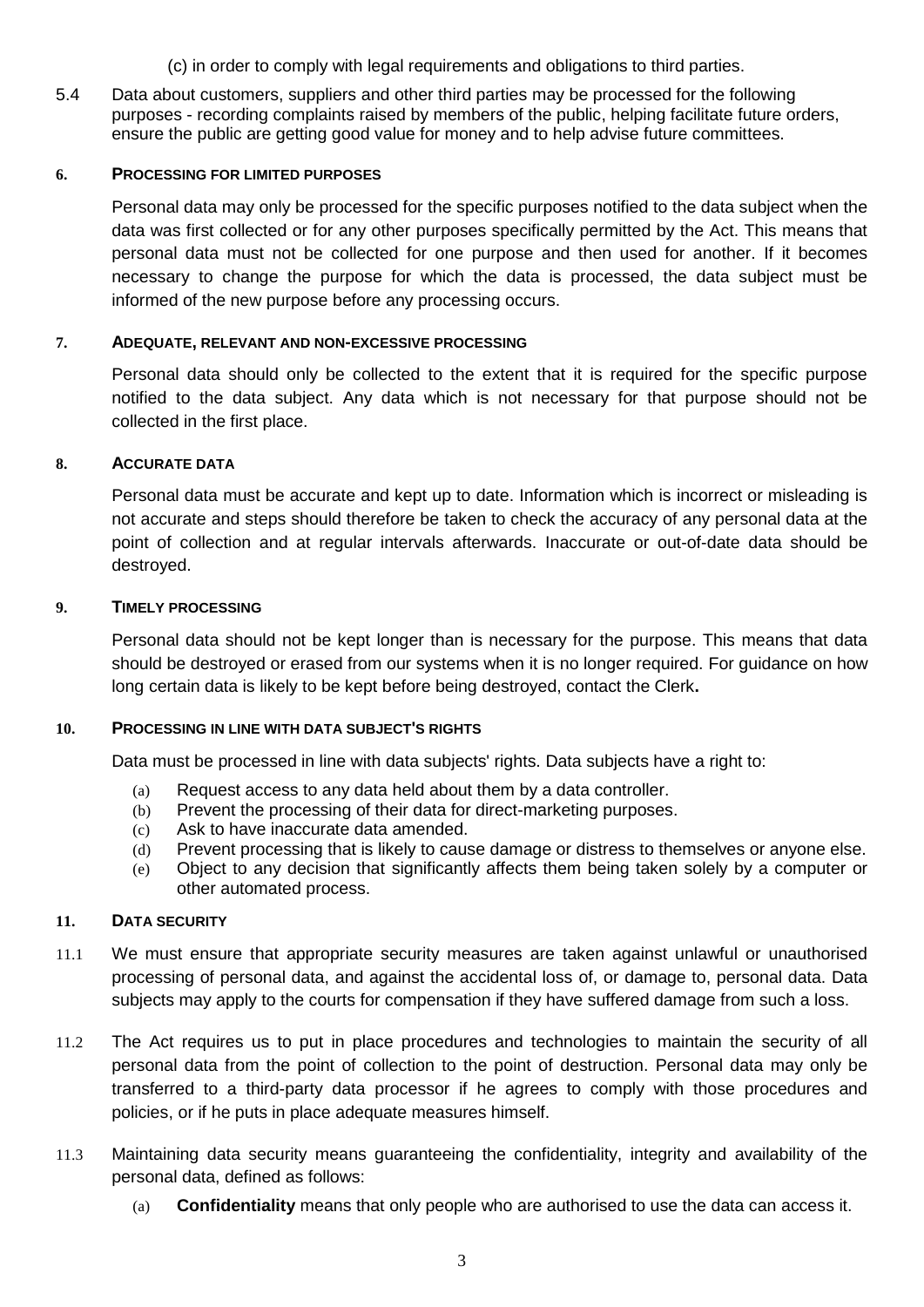(c) in order to comply with legal requirements and obligations to third parties.

5.4 Data about customers, suppliers and other third parties may be processed for the following purposes - recording complaints raised by members of the public, helping facilitate future orders, ensure the public are getting good value for money and to help advise future committees.

## 6. PROCESSING FOR LIMITED PURPOSES

Personal data may only be processed for the specific purposes notified to the data subject when the data was first collected or for any other purposes specifically permitted by the Act. This means that personal data must not be collected for one purpose and then used for another. If it becomes necessary to change the purpose for which the data is processed, the data subject must be informed of the new purpose before any processing occurs.

## 7. ADEQUATE, RELEVANT AND NON-EXCESSIVE PROCESSING

Personal data should only be collected to the extent that it is required for the specific purpose notified to the data subject. Any data which is not necessary for that purpose should not be collected in the first place.

## 8. ACCURATE DATA

Personal data must be accurate and kept up to date. Information which is incorrect or misleading is not accurate and steps should therefore be taken to check the accuracy of any personal data at the point of collection and at regular intervals afterwards. Inaccurate or out-of-date data should be destroyed.

## 9. TIMELY PROCESSING

Personal data should not be kept longer than is necessary for the purpose. This means that data should be destroyed or erased from our systems when it is no longer required. For guidance on how long certain data is likely to be kept before being destroyed, contact the Clerk**.**

## 10. PROCESSING IN LINE WITH DATA SUBJECT'S RIGHTS

Data must be processed in line with data subjects' rights. Data subjects have a right to:

(a) Request access to any data held about them by a data controller.
(b) Prevent the processing of their data for direct-marketing purposes.
(c) Ask to have inaccurate data amended.
(d) Prevent processing that is likely to cause damage or distress to themselves or anyone else.
(e) Object to any decision that significantly affects them being taken solely by a computer or other automated process.

## 11. DATA SECURITY

11.1 We must ensure that appropriate security measures are taken against unlawful or unauthorised processing of personal data, and against the accidental loss of, or damage to, personal data. Data subjects may apply to the courts for compensation if they have suffered damage from such a loss.

11.2 The Act requires us to put in place procedures and technologies to maintain the security of all personal data from the point of collection to the point of destruction. Personal data may only be transferred to a third-party data processor if he agrees to comply with those procedures and policies, or if he puts in place adequate measures himself.

11.3 Maintaining data security means guaranteeing the confidentiality, integrity and availability of the personal data, defined as follows:

(a) **Confidentiality** means that only people who are authorised to use the data can access it.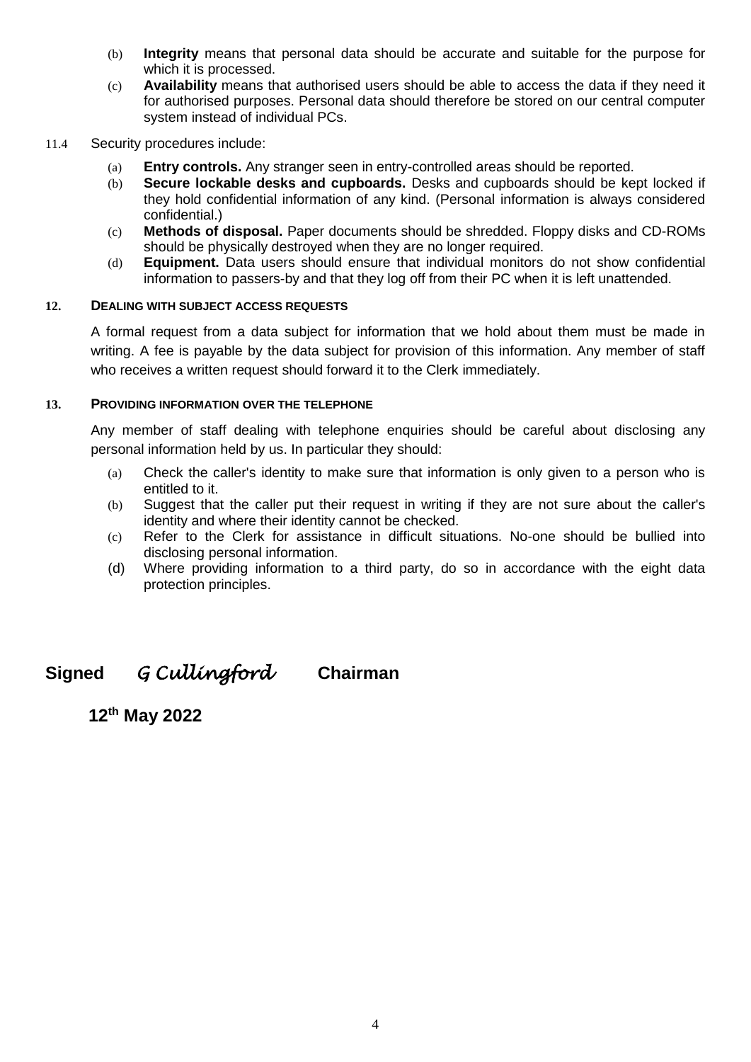(b) **Integrity** means that personal data should be accurate and suitable for the purpose for which it is processed.

(c) **Availability** means that authorised users should be able to access the data if they need it for authorised purposes. Personal data should therefore be stored on our central computer system instead of individual PCs.

11.4 Security procedures include:

(a) **Entry controls.** Any stranger seen in entry-controlled areas should be reported.

(b) **Secure lockable desks and cupboards.** Desks and cupboards should be kept locked if they hold confidential information of any kind. (Personal information is always considered confidential.)

(c) **Methods of disposal.** Paper documents should be shredded. Floppy disks and CD-ROMs should be physically destroyed when they are no longer required.

(d) **Equipment.** Data users should ensure that individual monitors do not show confidential information to passers-by and that they log off from their PC when it is left unattended.

**12. DEALING WITH SUBJECT ACCESS REQUESTS**

A formal request from a data subject for information that we hold about them must be made in writing. A fee is payable by the data subject for provision of this information. Any member of staff who receives a written request should forward it to the Clerk immediately.

**13. PROVIDING INFORMATION OVER THE TELEPHONE**

Any member of staff dealing with telephone enquiries should be careful about disclosing any personal information held by us. In particular they should:

(a) Check the caller's identity to make sure that information is only given to a person who is entitled to it.

(b) Suggest that the caller put their request in writing if they are not sure about the caller's identity and where their identity cannot be checked.

(c) Refer to the Clerk for assistance in difficult situations. No-one should be bullied into disclosing personal information.

(d) Where providing information to a third party, do so in accordance with the eight data protection principles.

**Signed** *G Cullingford* **Chairman**

**12th May 2022**